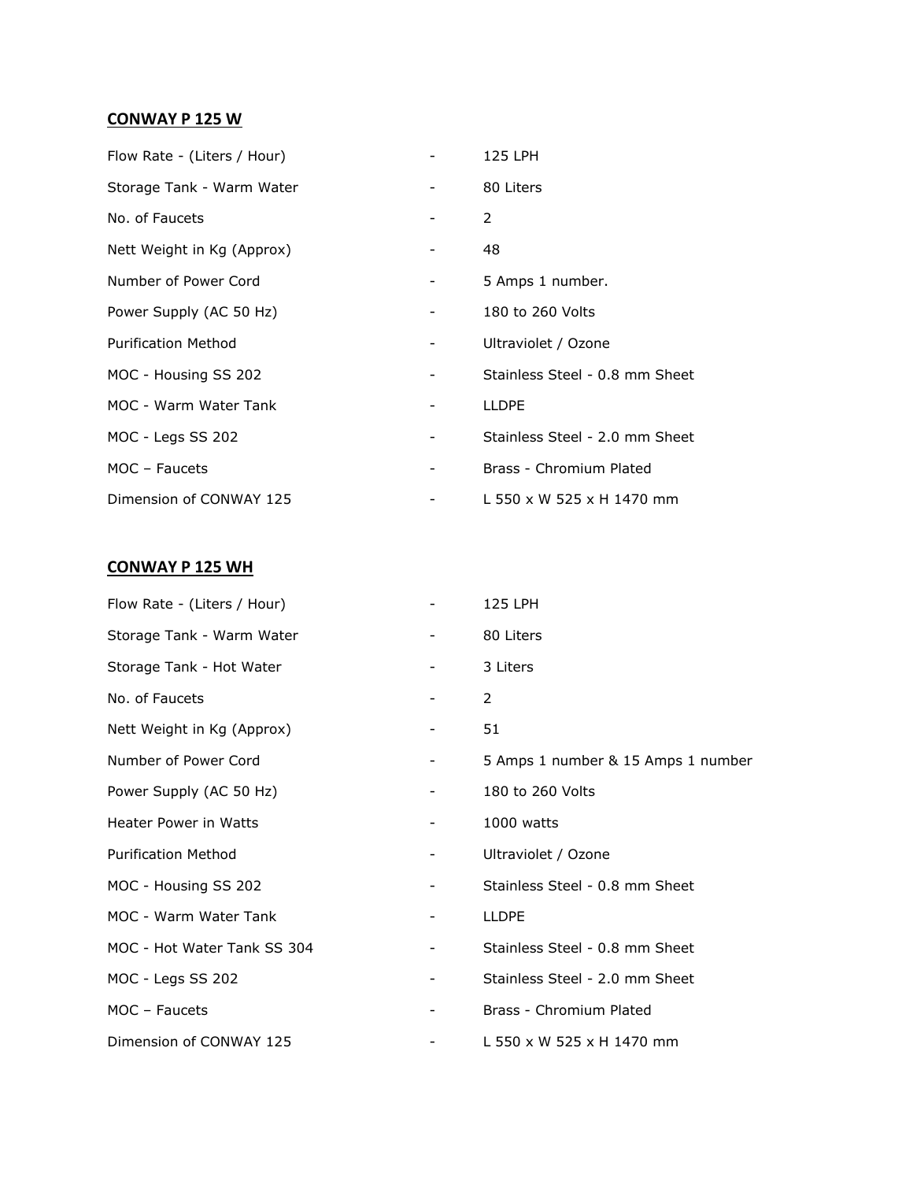## CONWAY P 125 W

| | | |
|---|---|---|
| Flow Rate - (Liters / Hour) | - | 125 LPH |
| Storage Tank - Warm Water | - | 80 Liters |
| No. of Faucets | - | 2 |
| Nett Weight in Kg (Approx) | - | 48 |
| Number of Power Cord | - | 5 Amps 1 number. |
| Power Supply (AC 50 Hz) | - | 180 to 260 Volts |
| Purification Method | - | Ultraviolet / Ozone |
| MOC - Housing SS 202 | - | Stainless Steel - 0.8 mm Sheet |
| MOC - Warm Water Tank | - | LLDPE |
| MOC - Legs SS 202 | - | Stainless Steel - 2.0 mm Sheet |
| MOC – Faucets | - | Brass - Chromium Plated |
| Dimension of CONWAY 125 | - | L 550 x W 525 x H 1470 mm |

## CONWAY P 125 WH

| | | |
|---|---|---|
| Flow Rate - (Liters / Hour) | - | 125 LPH |
| Storage Tank - Warm Water | - | 80 Liters |
| Storage Tank - Hot Water | - | 3 Liters |
| No. of Faucets | - | 2 |
| Nett Weight in Kg (Approx) | - | 51 |
| Number of Power Cord | - | 5 Amps 1 number & 15 Amps 1 number |
| Power Supply (AC 50 Hz) | - | 180 to 260 Volts |
| Heater Power in Watts | - | 1000 watts |
| Purification Method | - | Ultraviolet / Ozone |
| MOC - Housing SS 202 | - | Stainless Steel - 0.8 mm Sheet |
| MOC - Warm Water Tank | - | LLDPE |
| MOC - Hot Water Tank SS 304 | - | Stainless Steel - 0.8 mm Sheet |
| MOC - Legs SS 202 | - | Stainless Steel - 2.0 mm Sheet |
| MOC – Faucets | - | Brass - Chromium Plated |
| Dimension of CONWAY 125 | - | L 550 x W 525 x H 1470 mm |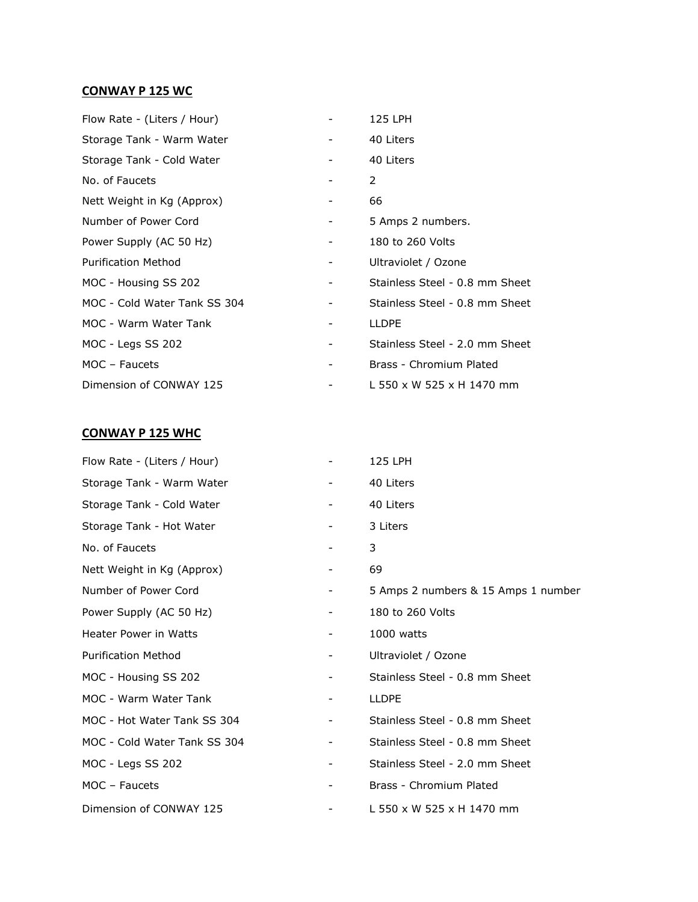## CONWAY P 125 WC

| | | |
|---|---|---|
| Flow Rate - (Liters / Hour) | - | 125 LPH |
| Storage Tank - Warm Water | - | 40 Liters |
| Storage Tank - Cold Water | - | 40 Liters |
| No. of Faucets | - | 2 |
| Nett Weight in Kg (Approx) | - | 66 |
| Number of Power Cord | - | 5 Amps 2 numbers. |
| Power Supply (AC 50 Hz) | - | 180 to 260 Volts |
| Purification Method | - | Ultraviolet / Ozone |
| MOC - Housing SS 202 | - | Stainless Steel - 0.8 mm Sheet |
| MOC - Cold Water Tank SS 304 | - | Stainless Steel - 0.8 mm Sheet |
| MOC - Warm Water Tank | - | LLDPE |
| MOC - Legs SS 202 | - | Stainless Steel - 2.0 mm Sheet |
| MOC – Faucets | - | Brass - Chromium Plated |
| Dimension of CONWAY 125 | - | L 550 x W 525 x H 1470 mm |

## CONWAY P 125 WHC

| | | |
|---|---|---|
| Flow Rate - (Liters / Hour) | - | 125 LPH |
| Storage Tank - Warm Water | - | 40 Liters |
| Storage Tank - Cold Water | - | 40 Liters |
| Storage Tank - Hot Water | - | 3 Liters |
| No. of Faucets | - | 3 |
| Nett Weight in Kg (Approx) | - | 69 |
| Number of Power Cord | - | 5 Amps 2 numbers & 15 Amps 1 number |
| Power Supply (AC 50 Hz) | - | 180 to 260 Volts |
| Heater Power in Watts | - | 1000 watts |
| Purification Method | - | Ultraviolet / Ozone |
| MOC - Housing SS 202 | - | Stainless Steel - 0.8 mm Sheet |
| MOC - Warm Water Tank | - | LLDPE |
| MOC - Hot Water Tank SS 304 | - | Stainless Steel - 0.8 mm Sheet |
| MOC - Cold Water Tank SS 304 | - | Stainless Steel - 0.8 mm Sheet |
| MOC - Legs SS 202 | - | Stainless Steel - 2.0 mm Sheet |
| MOC – Faucets | - | Brass - Chromium Plated |
| Dimension of CONWAY 125 | - | L 550 x W 525 x H 1470 mm |